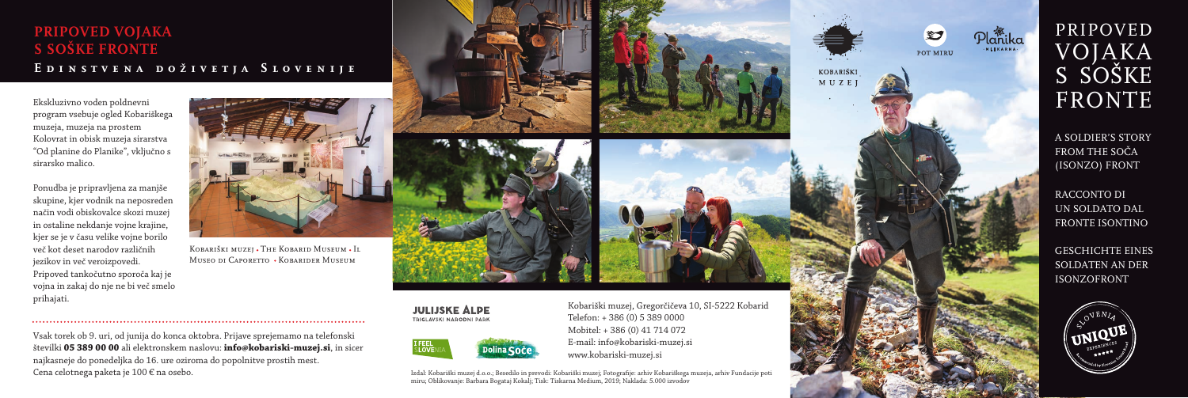# PRIPOVED VOJAKA S SOŠKE FRONTE

## Edinstvena doživetja Slovenije

Ekskluzivno voden poldnevni program vsebuje ogled Kobariškega muzeja, muzeja na prostem Kolovrat in obisk muzeja sirarstva "Od planine do Planike", vključno s sirarsko malico.

Ponudba je pripravljena za manjše skupine, kjer vodnik na neposreden način vodi obiskovalce skozi muzej in ostaline nekdanje vojne krajine, kjer se je v času velike vojne borilo več kot deset narodov različnih jezikov in več veroizpovedi. Pripoved tankočutno sporoča kaj je vojna in zakaj do nje ne bi več smelo prihajati.

Kobariški muzej • The Kobarid Museum • Il Museo di Caporetto • Kobarider Museum

Vsak torek ob 9. uri, od junija do konca oktobra. Prijave sprejemamo na telefonski številki **05 389 00 00** ali elektronskem naslovu: **info@kobariski-muzej.si**, in sicer najkasneje do ponedeljka do 16. ure oziroma do popolnitve prostih mest. Cena celotnega paketa je 100 € na osebo.

JULIJSKE ALPE TRIGLAVSKI NARODNI PARK

I FEEL SLOVENIA

Dolina Soče

Kobariški muzej, Gregorčičeva 10, SI-5222 Kobarid
Telefon: + 386 (0) 5 389 0000
Mobitel: + 386 (0) 41 714 072
E-mail: info@kobariski-muzej.si
www.kobariski-muzej.si

Izdal: Kobariški muzej d.o.o.; Besedilo in prevodi: Kobariški muzej; Fotografije: arhiv Kobariškega muzeja, arhiv Fundacije poti miru; Oblikovanje: Barbara Bogataj Kokalj; Tisk: Tiskarna Medium, 2019; Naklada: 5.000 izvodov

KOBARIŠKI MUZEJ

POT MIRU

Planika MLEKARNA

# PRIPOVED VOJAKA S SOŠKE FRONTE

A SOLDIER'S STORY FROM THE SOČA (ISONZO) FRONT

RACCONTO DI UN SOLDATO DAL FRONTE ISONTINO

GESCHICHTE EINES SOLDATEN AN DER ISONZOFRONT

SLOVENIA UNIQUE EXPERIENCES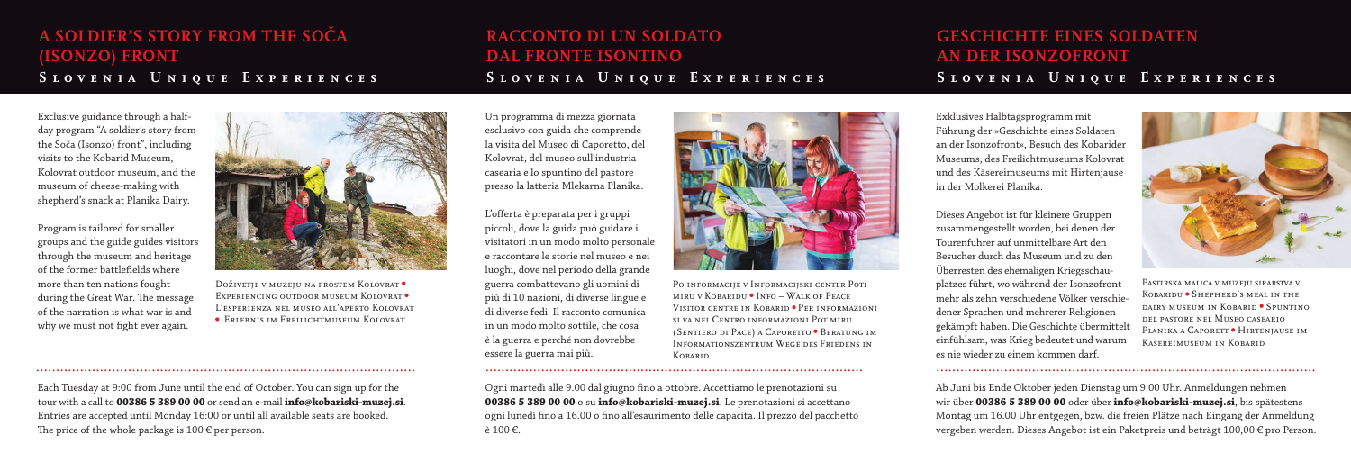## A SOLDIER'S STORY FROM THE SOČA (ISONZO) FRONT

**Slovenia Unique Experiences**

Exclusive guidance through a half-day program "A soldier's story from the Soča (Isonzo) front", including visits to the Kobarid Museum, Kolovrat outdoor museum, and the museum of cheese-making with shepherd's snack at Planika Dairy.

Program is tailored for smaller groups and the guide guides visitors through the museum and heritage of the former battlefields where more than ten nations fought during the Great War. The message of the narration is what war is and why we must not fight ever again.

Doživetje v muzeju na prostem Kolovrat • Experiencing outdoor museum Kolovrat • L'esperienza nel museo all'aperto Kolovrat • Erlebnis im Freilichtmuseum Kolovrat

Each Tuesday at 9:00 from June until the end of October. You can sign up for the tour with a call to **00386 5 389 00 00** or send an e-mail **info@kobariski-muzej.si**. Entries are accepted until Monday 16:00 or until all available seats are booked. The price of the whole package is 100 € per person.

## RACCONTO DI UN SOLDATO DAL FRONTE ISONTINO

**Slovenia Unique Experiences**

Un programma di mezza giornata esclusivo con guida che comprende la visita del Museo di Caporetto, del Kolovrat, del museo sull'industria casearia e lo spuntino del pastore presso la latteria Mlekarna Planika.

L'offerta è preparata per i gruppi piccoli, dove la guida può guidare i visitatori in un modo molto personale e raccontare le storie nel museo e nei luoghi, dove nel periodo della grande guerra combattevano gli uomini di più di 10 nazioni, di diverse lingue e di diverse fedi. Il racconto comunica in un modo molto sottile, che cosa è la guerra e perché non dovrebbe essere la guerra mai più.

Po informacije v Informacijski center Poti miru v Kobaridu • Info – Walk of Peace Visitor centre in Kobarid • Per informazioni si va nel Centro informazioni Pot miru (Sentiero di Pace) a Caporetto • Beratung im Informationszentrum Wege des Friedens in Kobarid

Ogni martedì alle 9.00 dal giugno fino a ottobre. Accettiamo le prenotazioni su **00386 5 389 00 00** o su **info@kobariski-muzej.si**. Le prenotazioni si accettano ogni lunedì fino a 16.00 o fino all'esaurimento delle capacita. Il prezzo del pacchetto è 100 €.

## GESCHICHTE EINES SOLDATEN AN DER ISONZOFRONT

**Slovenia Unique Experiences**

Exklusives Halbtagsprogramm mit Führung der »Geschichte eines Soldaten an der Isonzofront«, Besuch des Kobarider Museums, des Freilichtmuseums Kolovrat und des Käsereimuseums mit Hirtenjause in der Molkerei Planika.

Dieses Angebot ist für kleinere Gruppen zusammengestellt worden, bei denen der Tourenführer auf unmittelbare Art den Besucher durch das Museum und zu den Überresten des ehemaligen Kriegsschauplatzes führt, wo während der Isonzofront mehr als zehn verschiedene Völker verschiedener Sprachen und mehrerer Religionen gekämpft haben. Die Geschichte übermittelt einfühlsam, was Krieg bedeutet und warum es nie wieder zu einem kommen darf.

Pastirska malica v muzeju sirarstva v Kobaridu • Shepherd's meal in the dairy museum in Kobarid • Spuntino del pastore nel Museo caseario Planika a Caporett • Hirtenjause im Käsereimuseum in Kobarid

Ab Juni bis Ende Oktober jeden Dienstag um 9.00 Uhr. Anmeldungen nehmen wir über **00386 5 389 00 00** oder über **info@kobariski-muzej.si**, bis spätestens Montag um 16.00 Uhr entgegen, bzw. die freien Plätze nach Eingang der Anmeldung vergeben werden. Dieses Angebot ist ein Paketpreis und beträgt 100,00 € pro Person.